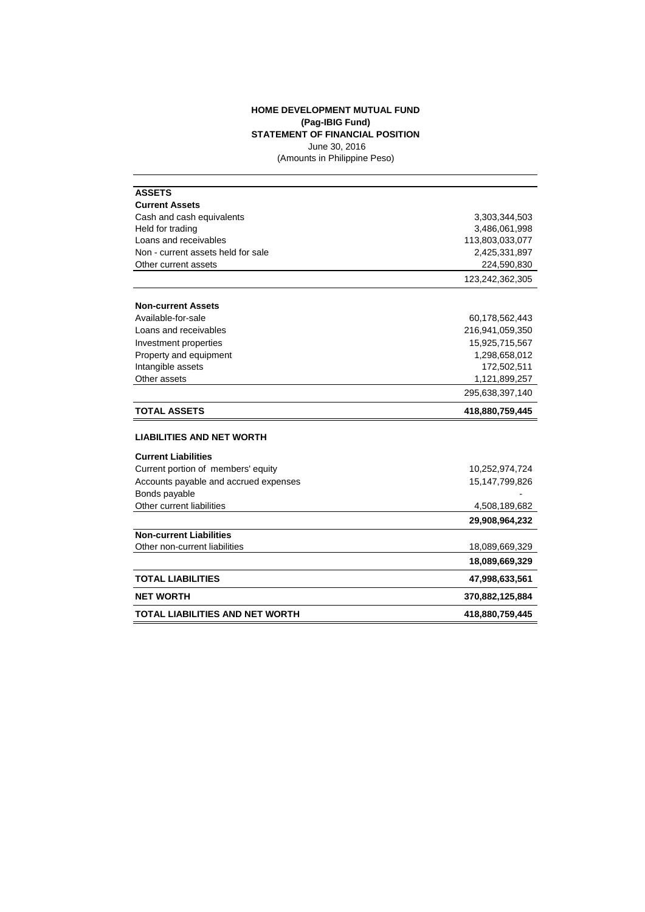# HOME DEVELOPMENT MUTUAL FUND
## (Pag-IBIG Fund)
## STATEMENT OF FINANCIAL POSITION

June 30, 2016

(Amounts in Philippine Peso)

| | |
|---|---:|
| **ASSETS** | |
| **Current Assets** | |
| Cash and cash equivalents | 3,303,344,503 |
| Held for trading | 3,486,061,998 |
| Loans and receivables | 113,803,033,077 |
| Non - current assets held for sale | 2,425,331,897 |
| Other current assets | 224,590,830 |
| | 123,242,362,305 |
| **Non-current Assets** | |
| Available-for-sale | 60,178,562,443 |
| Loans and receivables | 216,941,059,350 |
| Investment properties | 15,925,715,567 |
| Property and equipment | 1,298,658,012 |
| Intangible assets | 172,502,511 |
| Other assets | 1,121,899,257 |
| | 295,638,397,140 |
| **TOTAL ASSETS** | **418,880,759,445** |
| **LIABILITIES AND NET WORTH** | |
| **Current Liabilities** | |
| Current portion of members' equity | 10,252,974,724 |
| Accounts payable and accrued expenses | 15,147,799,826 |
| Bonds payable | - |
| Other current liabilities | 4,508,189,682 |
| | **29,908,964,232** |
| **Non-current Liabilities** | |
| Other non-current liabilities | 18,089,669,329 |
| | **18,089,669,329** |
| **TOTAL LIABILITIES** | **47,998,633,561** |
| **NET WORTH** | **370,882,125,884** |
| **TOTAL LIABILITIES AND NET WORTH** | **418,880,759,445** |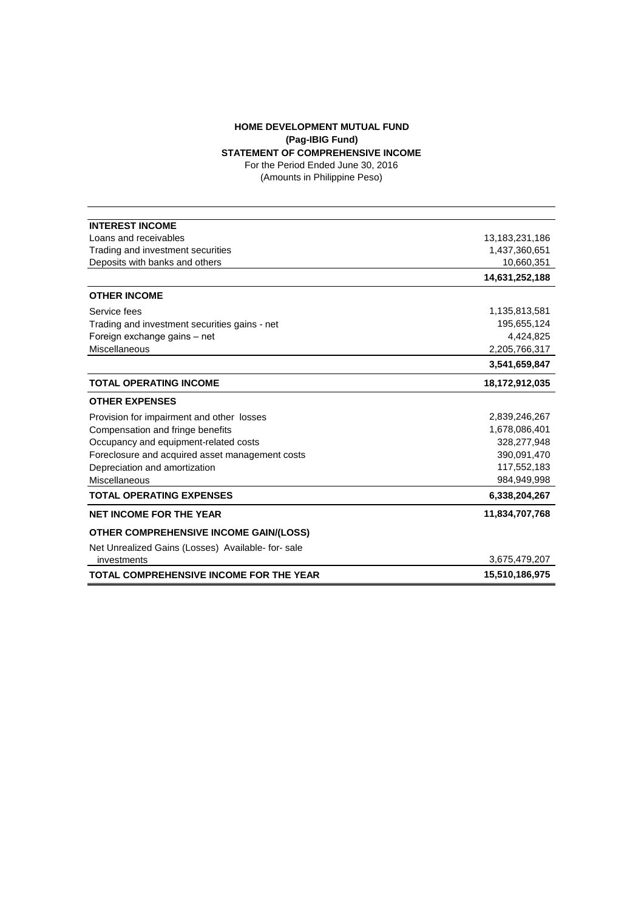**HOME DEVELOPMENT MUTUAL FUND**
**(Pag-IBIG Fund)**
**STATEMENT OF COMPREHENSIVE INCOME**
For the Period Ended June 30, 2016
(Amounts in Philippine Peso)

| | |
|---|---|
| **INTEREST INCOME** | |
| Loans and receivables | 13,183,231,186 |
| Trading and investment securities | 1,437,360,651 |
| Deposits with banks and others | 10,660,351 |
| | **14,631,252,188** |
| **OTHER INCOME** | |
| Service fees | 1,135,813,581 |
| Trading and investment securities gains - net | 195,655,124 |
| Foreign exchange gains – net | 4,424,825 |
| Miscellaneous | 2,205,766,317 |
| | **3,541,659,847** |
| **TOTAL OPERATING INCOME** | **18,172,912,035** |
| **OTHER EXPENSES** | |
| Provision for impairment and other losses | 2,839,246,267 |
| Compensation and fringe benefits | 1,678,086,401 |
| Occupancy and equipment-related costs | 328,277,948 |
| Foreclosure and acquired asset management costs | 390,091,470 |
| Depreciation and amortization | 117,552,183 |
| Miscellaneous | 984,949,998 |
| **TOTAL OPERATING EXPENSES** | **6,338,204,267** |
| **NET INCOME FOR THE YEAR** | **11,834,707,768** |
| **OTHER COMPREHENSIVE INCOME GAIN/(LOSS)** | |
| Net Unrealized Gains (Losses) Available- for- sale investments | 3,675,479,207 |
| **TOTAL COMPREHENSIVE INCOME FOR THE YEAR** | **15,510,186,975** |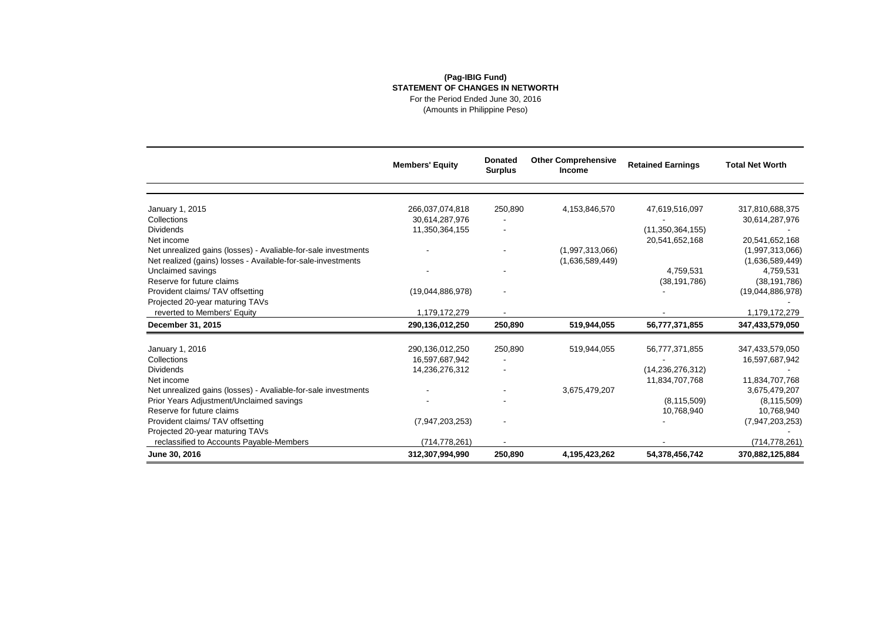**(Pag-IBIG Fund)**
**STATEMENT OF CHANGES IN NETWORTH**
For the Period Ended June 30, 2016
(Amounts in Philippine Peso)

| | Members' Equity | Donated Surplus | Other Comprehensive Income | Retained Earnings | Total Net Worth |
|---|---|---|---|---|---|
| January 1, 2015 | 266,037,074,818 | 250,890 | 4,153,846,570 | 47,619,516,097 | 317,810,688,375 |
| Collections | 30,614,287,976 | - | | - | 30,614,287,976 |
| Dividends | 11,350,364,155 | - | | (11,350,364,155) | - |
| Net income | | | | 20,541,652,168 | 20,541,652,168 |
| Net unrealized gains (losses) - Avaliable-for-sale investments | - | - | (1,997,313,066) | | (1,997,313,066) |
| Net realized (gains) losses - Available-for-sale-investments | | | (1,636,589,449) | | (1,636,589,449) |
| Unclaimed savings | - | - | | 4,759,531 | 4,759,531 |
| Reserve for future claims | | | | (38,191,786) | (38,191,786) |
| Provident claims/ TAV offsetting | (19,044,886,978) | - | | - | (19,044,886,978) |
| Projected 20-year maturing TAVs | | | | | - |
| reverted to Members' Equity | 1,179,172,279 | - | | - | 1,179,172,279 |
| **December 31, 2015** | **290,136,012,250** | **250,890** | **519,944,055** | **56,777,371,855** | **347,433,579,050** |
| January 1, 2016 | 290,136,012,250 | 250,890 | 519,944,055 | 56,777,371,855 | 347,433,579,050 |
| Collections | 16,597,687,942 | - | | - | 16,597,687,942 |
| Dividends | 14,236,276,312 | - | | (14,236,276,312) | - |
| Net income | | | | 11,834,707,768 | 11,834,707,768 |
| Net unrealized gains (losses) - Avaliable-for-sale investments | - | - | 3,675,479,207 | | 3,675,479,207 |
| Prior Years Adjustment/Unclaimed savings | - | - | | (8,115,509) | (8,115,509) |
| Reserve for future claims | | | | 10,768,940 | 10,768,940 |
| Provident claims/ TAV offsetting | (7,947,203,253) | - | | - | (7,947,203,253) |
| Projected 20-year maturing TAVs | | | | | - |
| reclassified to Accounts Payable-Members | (714,778,261) | - | | - | (714,778,261) |
| **June 30, 2016** | **312,307,994,990** | **250,890** | **4,195,423,262** | **54,378,456,742** | **370,882,125,884** |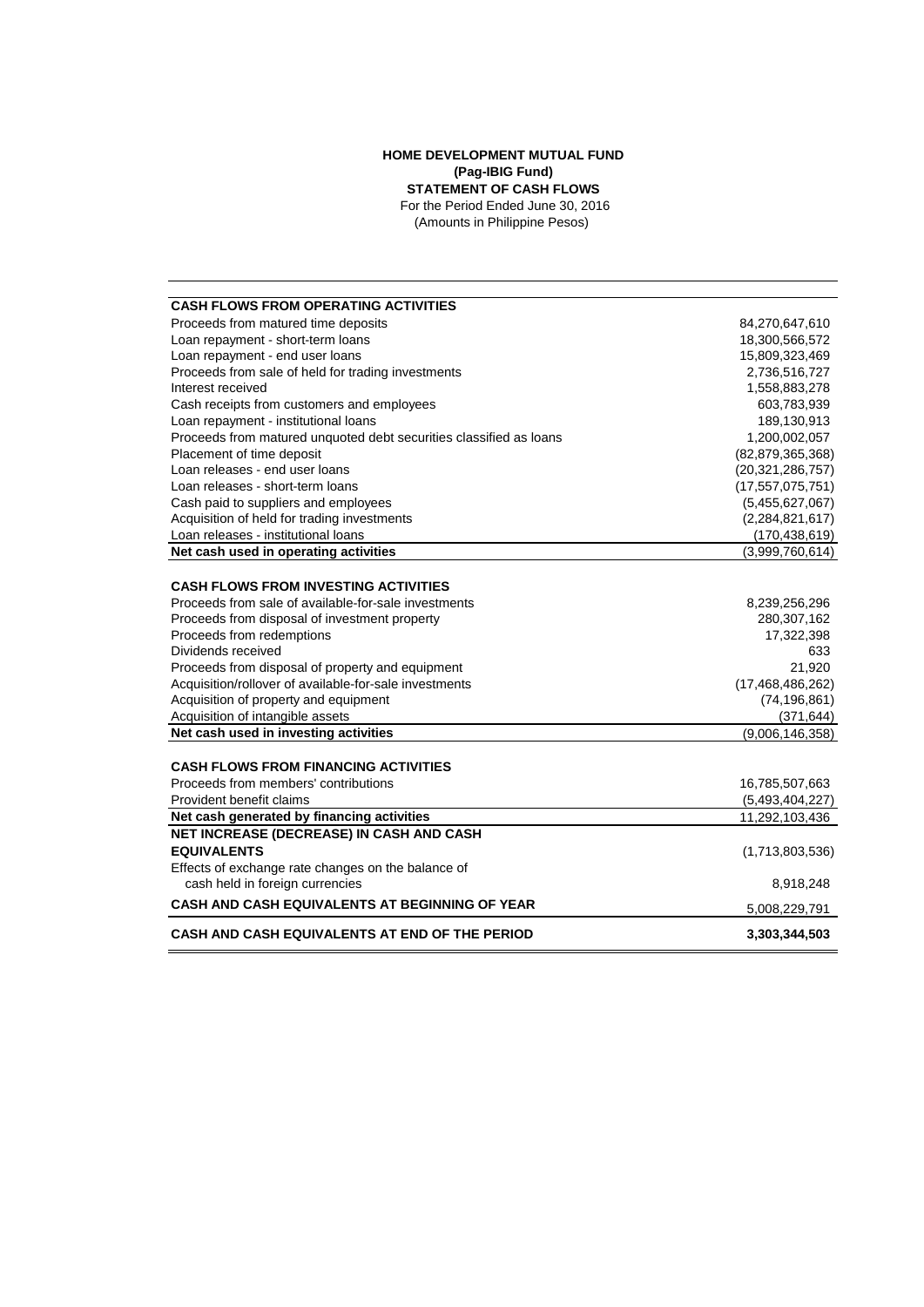**HOME DEVELOPMENT MUTUAL FUND**
**(Pag-IBIG Fund)**
**STATEMENT OF CASH FLOWS**
For the Period Ended June 30, 2016
(Amounts in Philippine Pesos)

| | |
|---|---|
| **CASH FLOWS FROM OPERATING ACTIVITIES** | |
| Proceeds from matured time deposits | 84,270,647,610 |
| Loan repayment - short-term loans | 18,300,566,572 |
| Loan repayment - end user loans | 15,809,323,469 |
| Proceeds from sale of held for trading investments | 2,736,516,727 |
| Interest received | 1,558,883,278 |
| Cash receipts from customers and employees | 603,783,939 |
| Loan repayment - institutional loans | 189,130,913 |
| Proceeds from matured unquoted debt securities classified as loans | 1,200,002,057 |
| Placement of time deposit | (82,879,365,368) |
| Loan releases - end user loans | (20,321,286,757) |
| Loan releases - short-term loans | (17,557,075,751) |
| Cash paid to suppliers and employees | (5,455,627,067) |
| Acquisition of held for trading investments | (2,284,821,617) |
| Loan releases - institutional loans | (170,438,619) |
| **Net cash used in operating activities** | (3,999,760,614) |
| | |
| **CASH FLOWS FROM INVESTING ACTIVITIES** | |
| Proceeds from sale of available-for-sale investments | 8,239,256,296 |
| Proceeds from disposal of investment property | 280,307,162 |
| Proceeds from redemptions | 17,322,398 |
| Dividends received | 633 |
| Proceeds from disposal of property and equipment | 21,920 |
| Acquisition/rollover of available-for-sale investments | (17,468,486,262) |
| Acquisition of property and equipment | (74,196,861) |
| Acquisition of intangible assets | (371,644) |
| **Net cash used in investing activities** | (9,006,146,358) |
| | |
| **CASH FLOWS FROM FINANCING ACTIVITIES** | |
| Proceeds from members' contributions | 16,785,507,663 |
| Provident benefit claims | (5,493,404,227) |
| **Net cash generated by financing activities** | 11,292,103,436 |
| **NET INCREASE (DECREASE) IN CASH AND CASH EQUIVALENTS** | (1,713,803,536) |
| Effects of exchange rate changes on the balance of cash held in foreign currencies | 8,918,248 |
| **CASH AND CASH EQUIVALENTS AT BEGINNING OF YEAR** | 5,008,229,791 |
| **CASH AND CASH EQUIVALENTS AT END OF THE PERIOD** | **3,303,344,503** |